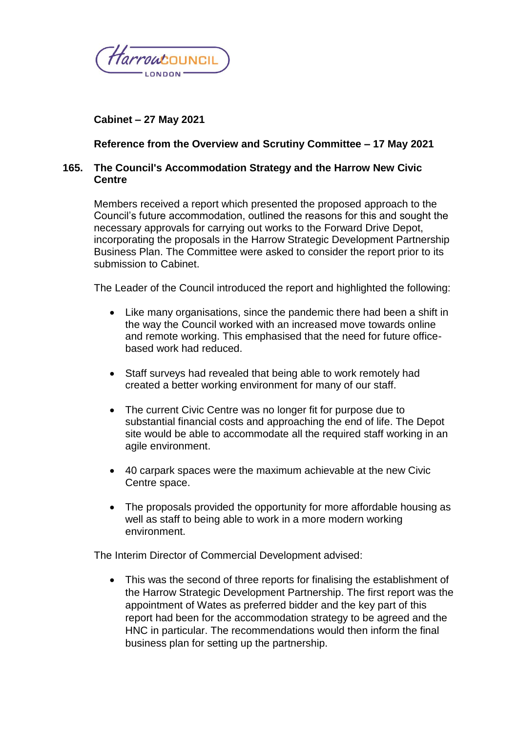**Cabinet – 27 May 2021**

**Reference from the Overview and Scrutiny Committee – 17 May 2021**

## 165. The Council's Accommodation Strategy and the Harrow New Civic Centre

Members received a report which presented the proposed approach to the Council's future accommodation, outlined the reasons for this and sought the necessary approvals for carrying out works to the Forward Drive Depot, incorporating the proposals in the Harrow Strategic Development Partnership Business Plan. The Committee were asked to consider the report prior to its submission to Cabinet.

The Leader of the Council introduced the report and highlighted the following:

- Like many organisations, since the pandemic there had been a shift in the way the Council worked with an increased move towards online and remote working. This emphasised that the need for future office-based work had reduced.

- Staff surveys had revealed that being able to work remotely had created a better working environment for many of our staff.

- The current Civic Centre was no longer fit for purpose due to substantial financial costs and approaching the end of life. The Depot site would be able to accommodate all the required staff working in an agile environment.

- 40 carpark spaces were the maximum achievable at the new Civic Centre space.

- The proposals provided the opportunity for more affordable housing as well as staff to being able to work in a more modern working environment.

The Interim Director of Commercial Development advised:

- This was the second of three reports for finalising the establishment of the Harrow Strategic Development Partnership. The first report was the appointment of Wates as preferred bidder and the key part of this report had been for the accommodation strategy to be agreed and the HNC in particular. The recommendations would then inform the final business plan for setting up the partnership.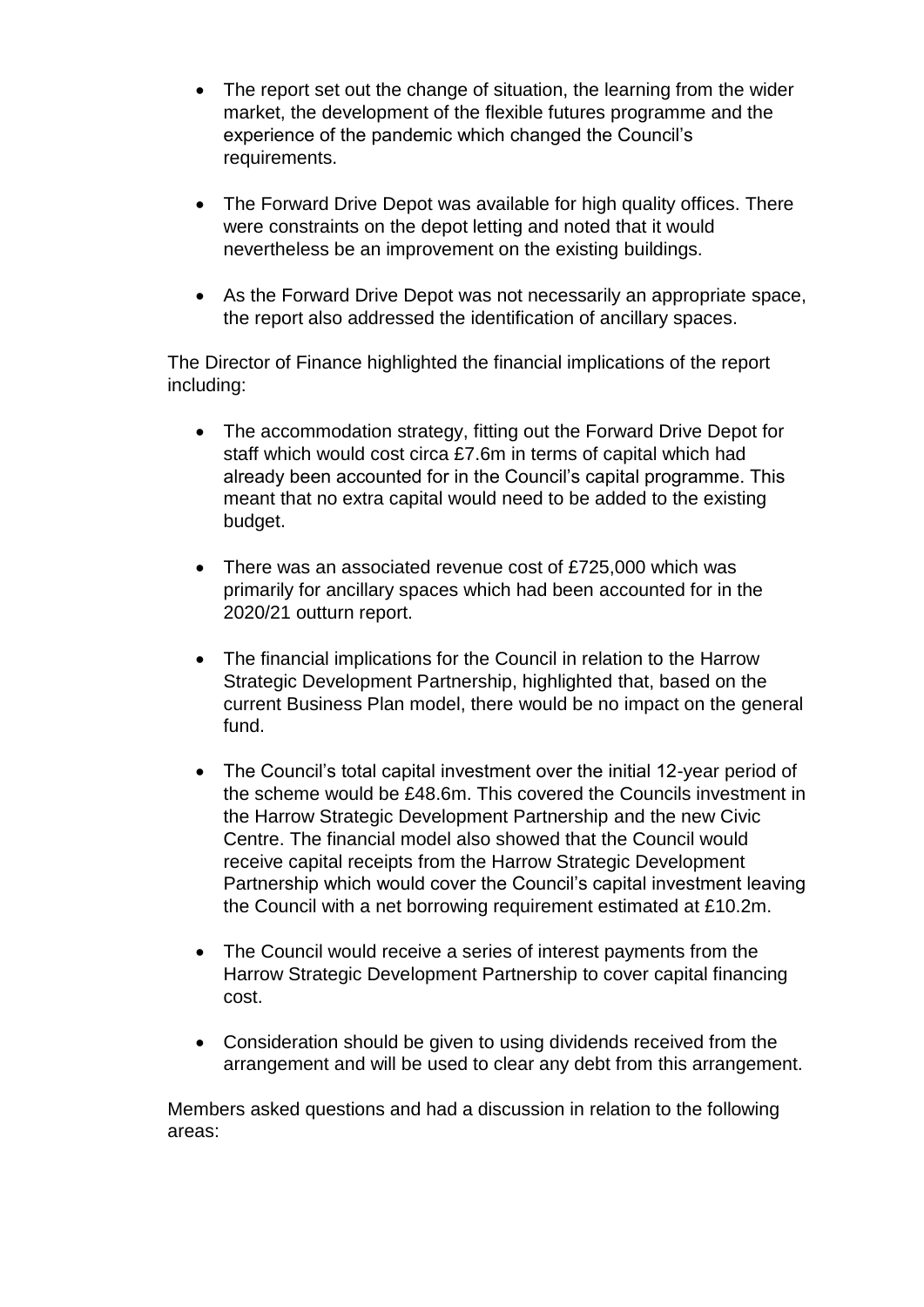- The report set out the change of situation, the learning from the wider market, the development of the flexible futures programme and the experience of the pandemic which changed the Council's requirements.

- The Forward Drive Depot was available for high quality offices. There were constraints on the depot letting and noted that it would nevertheless be an improvement on the existing buildings.

- As the Forward Drive Depot was not necessarily an appropriate space, the report also addressed the identification of ancillary spaces.

The Director of Finance highlighted the financial implications of the report including:

- The accommodation strategy, fitting out the Forward Drive Depot for staff which would cost circa £7.6m in terms of capital which had already been accounted for in the Council's capital programme. This meant that no extra capital would need to be added to the existing budget.

- There was an associated revenue cost of £725,000 which was primarily for ancillary spaces which had been accounted for in the 2020/21 outturn report.

- The financial implications for the Council in relation to the Harrow Strategic Development Partnership, highlighted that, based on the current Business Plan model, there would be no impact on the general fund.

- The Council's total capital investment over the initial 12-year period of the scheme would be £48.6m. This covered the Councils investment in the Harrow Strategic Development Partnership and the new Civic Centre. The financial model also showed that the Council would receive capital receipts from the Harrow Strategic Development Partnership which would cover the Council's capital investment leaving the Council with a net borrowing requirement estimated at £10.2m.

- The Council would receive a series of interest payments from the Harrow Strategic Development Partnership to cover capital financing cost.

- Consideration should be given to using dividends received from the arrangement and will be used to clear any debt from this arrangement.

Members asked questions and had a discussion in relation to the following areas: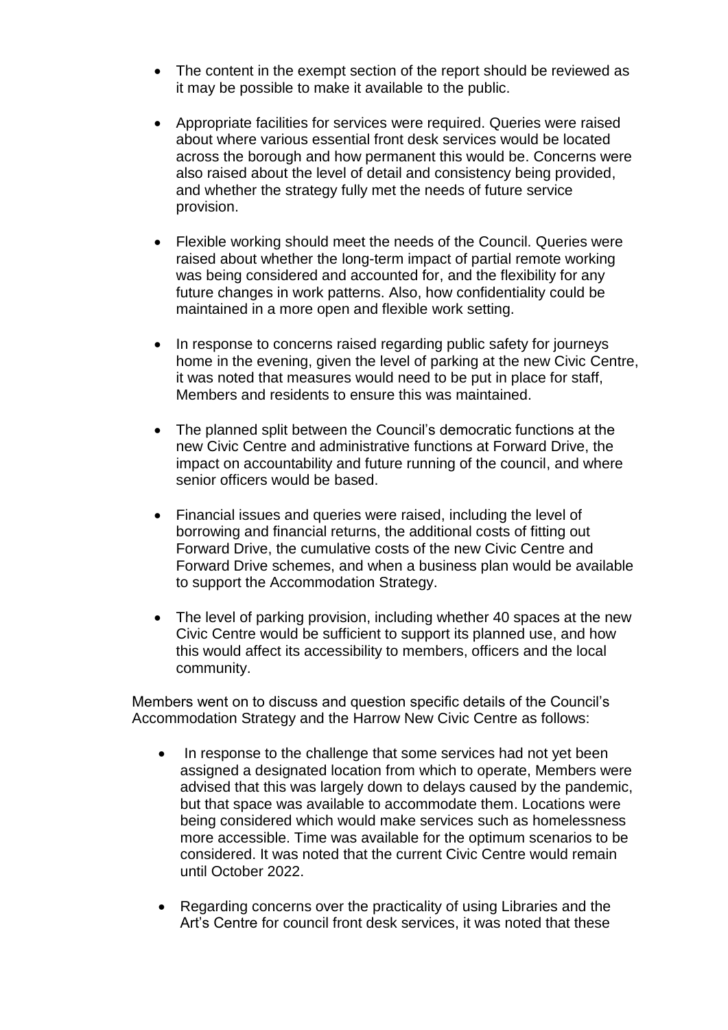- The content in the exempt section of the report should be reviewed as it may be possible to make it available to the public.

- Appropriate facilities for services were required. Queries were raised about where various essential front desk services would be located across the borough and how permanent this would be. Concerns were also raised about the level of detail and consistency being provided, and whether the strategy fully met the needs of future service provision.

- Flexible working should meet the needs of the Council. Queries were raised about whether the long-term impact of partial remote working was being considered and accounted for, and the flexibility for any future changes in work patterns. Also, how confidentiality could be maintained in a more open and flexible work setting.

- In response to concerns raised regarding public safety for journeys home in the evening, given the level of parking at the new Civic Centre, it was noted that measures would need to be put in place for staff, Members and residents to ensure this was maintained.

- The planned split between the Council's democratic functions at the new Civic Centre and administrative functions at Forward Drive, the impact on accountability and future running of the council, and where senior officers would be based.

- Financial issues and queries were raised, including the level of borrowing and financial returns, the additional costs of fitting out Forward Drive, the cumulative costs of the new Civic Centre and Forward Drive schemes, and when a business plan would be available to support the Accommodation Strategy.

- The level of parking provision, including whether 40 spaces at the new Civic Centre would be sufficient to support its planned use, and how this would affect its accessibility to members, officers and the local community.

Members went on to discuss and question specific details of the Council's Accommodation Strategy and the Harrow New Civic Centre as follows:

- In response to the challenge that some services had not yet been assigned a designated location from which to operate, Members were advised that this was largely down to delays caused by the pandemic, but that space was available to accommodate them. Locations were being considered which would make services such as homelessness more accessible. Time was available for the optimum scenarios to be considered. It was noted that the current Civic Centre would remain until October 2022.

- Regarding concerns over the practicality of using Libraries and the Art's Centre for council front desk services, it was noted that these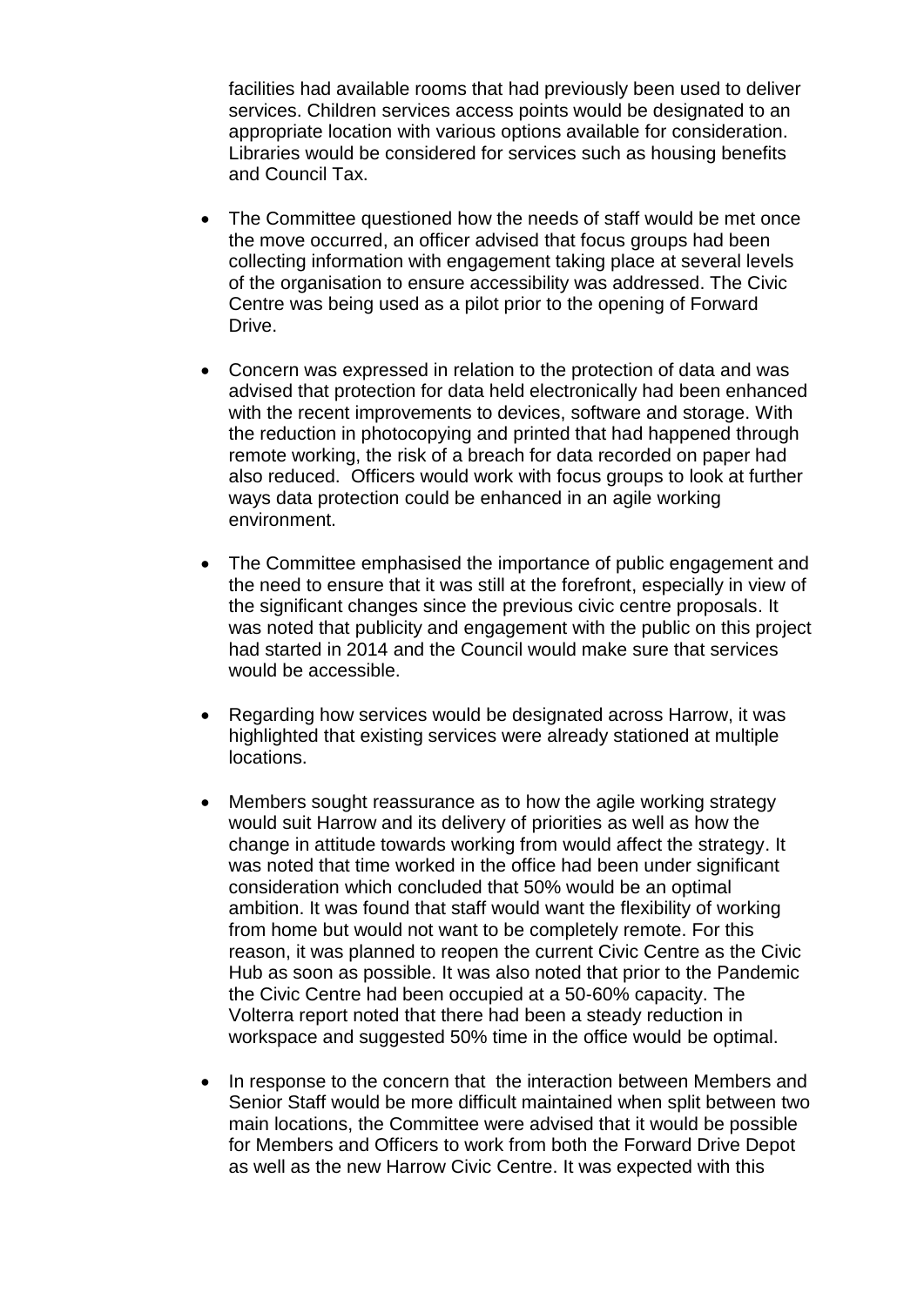facilities had available rooms that had previously been used to deliver services. Children services access points would be designated to an appropriate location with various options available for consideration. Libraries would be considered for services such as housing benefits and Council Tax.

- The Committee questioned how the needs of staff would be met once the move occurred, an officer advised that focus groups had been collecting information with engagement taking place at several levels of the organisation to ensure accessibility was addressed. The Civic Centre was being used as a pilot prior to the opening of Forward Drive.

- Concern was expressed in relation to the protection of data and was advised that protection for data held electronically had been enhanced with the recent improvements to devices, software and storage. With the reduction in photocopying and printed that had happened through remote working, the risk of a breach for data recorded on paper had also reduced. Officers would work with focus groups to look at further ways data protection could be enhanced in an agile working environment.

- The Committee emphasised the importance of public engagement and the need to ensure that it was still at the forefront, especially in view of the significant changes since the previous civic centre proposals. It was noted that publicity and engagement with the public on this project had started in 2014 and the Council would make sure that services would be accessible.

- Regarding how services would be designated across Harrow, it was highlighted that existing services were already stationed at multiple locations.

- Members sought reassurance as to how the agile working strategy would suit Harrow and its delivery of priorities as well as how the change in attitude towards working from would affect the strategy. It was noted that time worked in the office had been under significant consideration which concluded that 50% would be an optimal ambition. It was found that staff would want the flexibility of working from home but would not want to be completely remote. For this reason, it was planned to reopen the current Civic Centre as the Civic Hub as soon as possible. It was also noted that prior to the Pandemic the Civic Centre had been occupied at a 50-60% capacity. The Volterra report noted that there had been a steady reduction in workspace and suggested 50% time in the office would be optimal.

- In response to the concern that the interaction between Members and Senior Staff would be more difficult maintained when split between two main locations, the Committee were advised that it would be possible for Members and Officers to work from both the Forward Drive Depot as well as the new Harrow Civic Centre. It was expected with this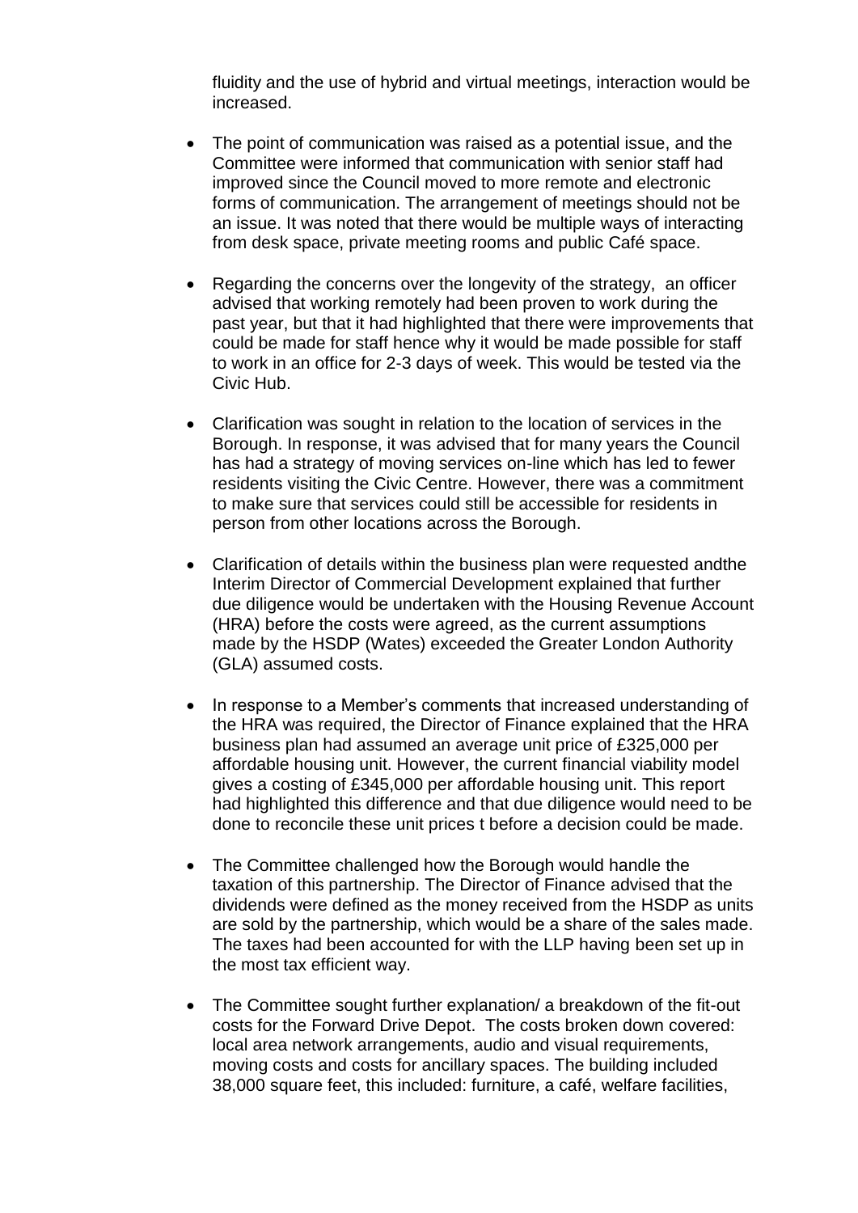fluidity and the use of hybrid and virtual meetings, interaction would be increased.

- The point of communication was raised as a potential issue, and the Committee were informed that communication with senior staff had improved since the Council moved to more remote and electronic forms of communication. The arrangement of meetings should not be an issue. It was noted that there would be multiple ways of interacting from desk space, private meeting rooms and public Café space.

- Regarding the concerns over the longevity of the strategy, an officer advised that working remotely had been proven to work during the past year, but that it had highlighted that there were improvements that could be made for staff hence why it would be made possible for staff to work in an office for 2-3 days of week. This would be tested via the Civic Hub.

- Clarification was sought in relation to the location of services in the Borough. In response, it was advised that for many years the Council has had a strategy of moving services on-line which has led to fewer residents visiting the Civic Centre. However, there was a commitment to make sure that services could still be accessible for residents in person from other locations across the Borough.

- Clarification of details within the business plan were requested andthe Interim Director of Commercial Development explained that further due diligence would be undertaken with the Housing Revenue Account (HRA) before the costs were agreed, as the current assumptions made by the HSDP (Wates) exceeded the Greater London Authority (GLA) assumed costs.

- In response to a Member's comments that increased understanding of the HRA was required, the Director of Finance explained that the HRA business plan had assumed an average unit price of £325,000 per affordable housing unit. However, the current financial viability model gives a costing of £345,000 per affordable housing unit. This report had highlighted this difference and that due diligence would need to be done to reconcile these unit prices t before a decision could be made.

- The Committee challenged how the Borough would handle the taxation of this partnership. The Director of Finance advised that the dividends were defined as the money received from the HSDP as units are sold by the partnership, which would be a share of the sales made. The taxes had been accounted for with the LLP having been set up in the most tax efficient way.

- The Committee sought further explanation/ a breakdown of the fit-out costs for the Forward Drive Depot. The costs broken down covered: local area network arrangements, audio and visual requirements, moving costs and costs for ancillary spaces. The building included 38,000 square feet, this included: furniture, a café, welfare facilities,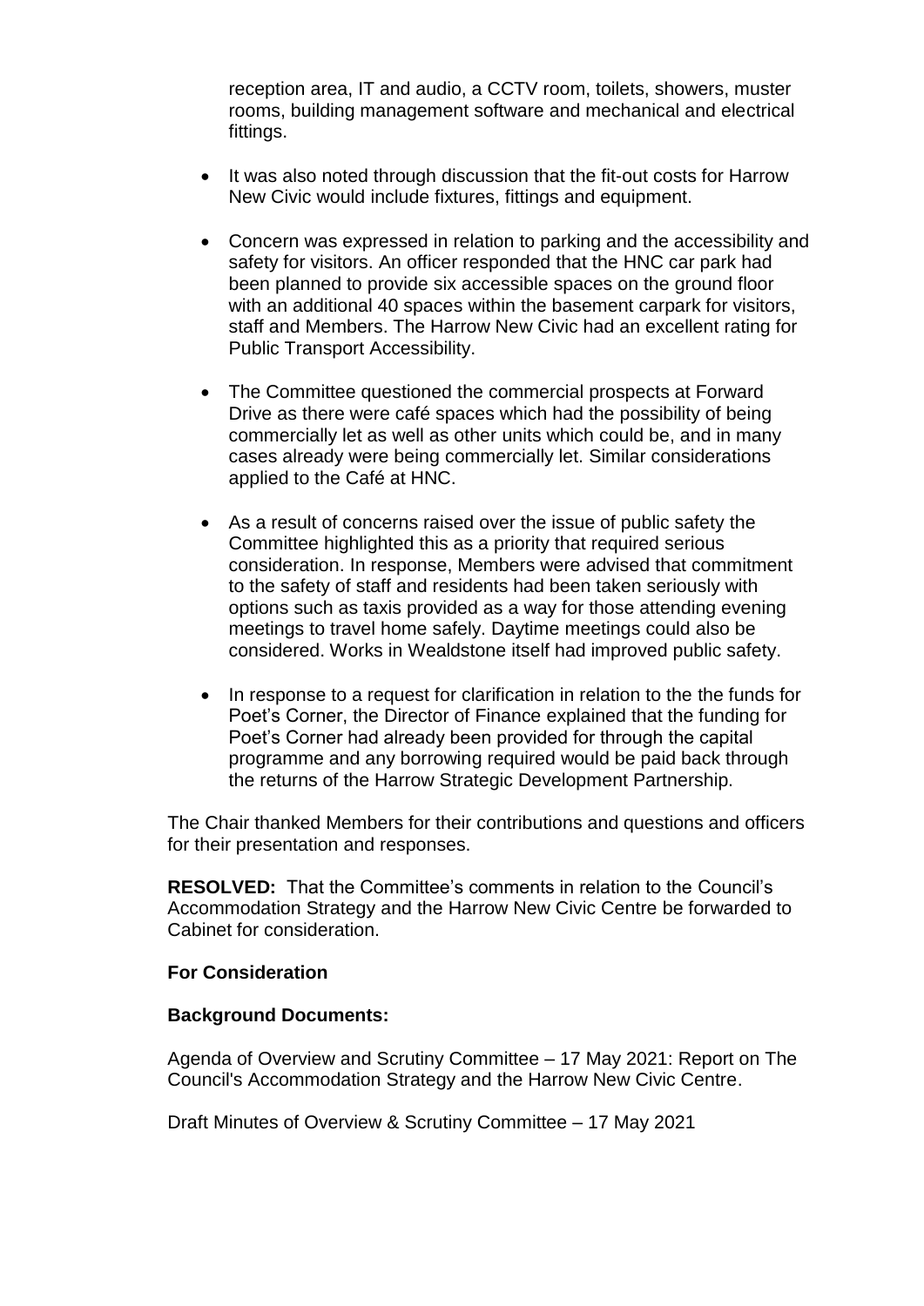reception area, IT and audio, a CCTV room, toilets, showers, muster rooms, building management software and mechanical and electrical fittings.

- It was also noted through discussion that the fit-out costs for Harrow New Civic would include fixtures, fittings and equipment.

- Concern was expressed in relation to parking and the accessibility and safety for visitors. An officer responded that the HNC car park had been planned to provide six accessible spaces on the ground floor with an additional 40 spaces within the basement carpark for visitors, staff and Members. The Harrow New Civic had an excellent rating for Public Transport Accessibility.

- The Committee questioned the commercial prospects at Forward Drive as there were café spaces which had the possibility of being commercially let as well as other units which could be, and in many cases already were being commercially let. Similar considerations applied to the Café at HNC.

- As a result of concerns raised over the issue of public safety the Committee highlighted this as a priority that required serious consideration. In response, Members were advised that commitment to the safety of staff and residents had been taken seriously with options such as taxis provided as a way for those attending evening meetings to travel home safely. Daytime meetings could also be considered. Works in Wealdstone itself had improved public safety.

- In response to a request for clarification in relation to the the funds for Poet's Corner, the Director of Finance explained that the funding for Poet's Corner had already been provided for through the capital programme and any borrowing required would be paid back through the returns of the Harrow Strategic Development Partnership.

The Chair thanked Members for their contributions and questions and officers for their presentation and responses.

**RESOLVED:** That the Committee's comments in relation to the Council's Accommodation Strategy and the Harrow New Civic Centre be forwarded to Cabinet for consideration.

**For Consideration**

**Background Documents:**

Agenda of Overview and Scrutiny Committee – 17 May 2021: Report on The Council's Accommodation Strategy and the Harrow New Civic Centre.

Draft Minutes of Overview & Scrutiny Committee – 17 May 2021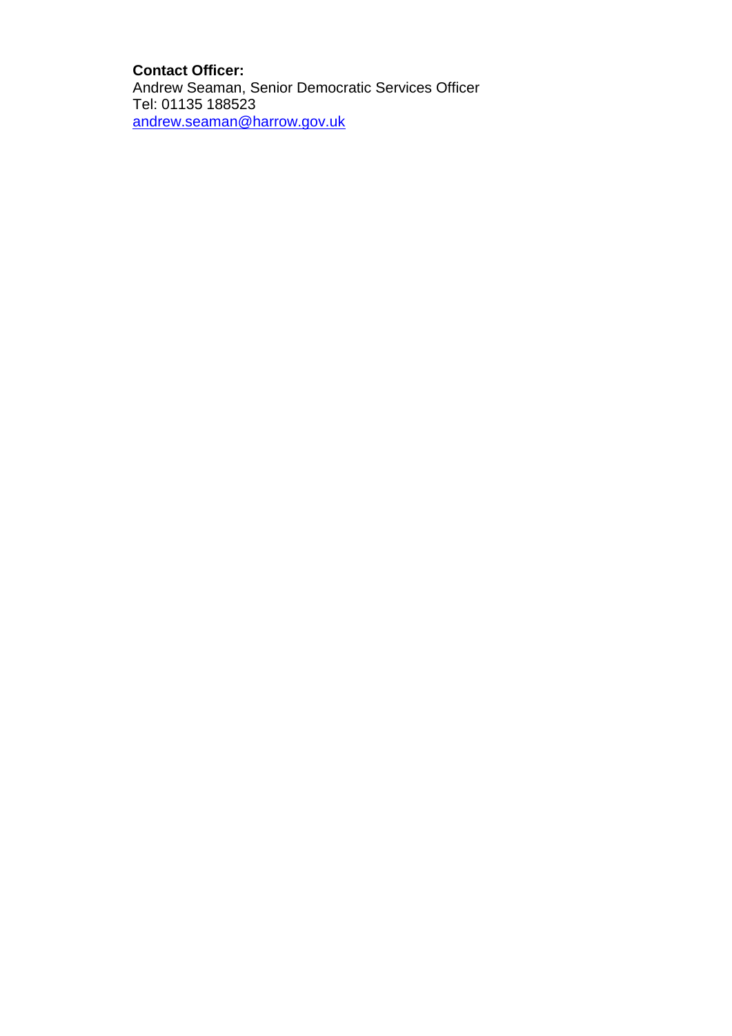**Contact Officer:**
Andrew Seaman, Senior Democratic Services Officer
Tel: 01135 188523
andrew.seaman@harrow.gov.uk